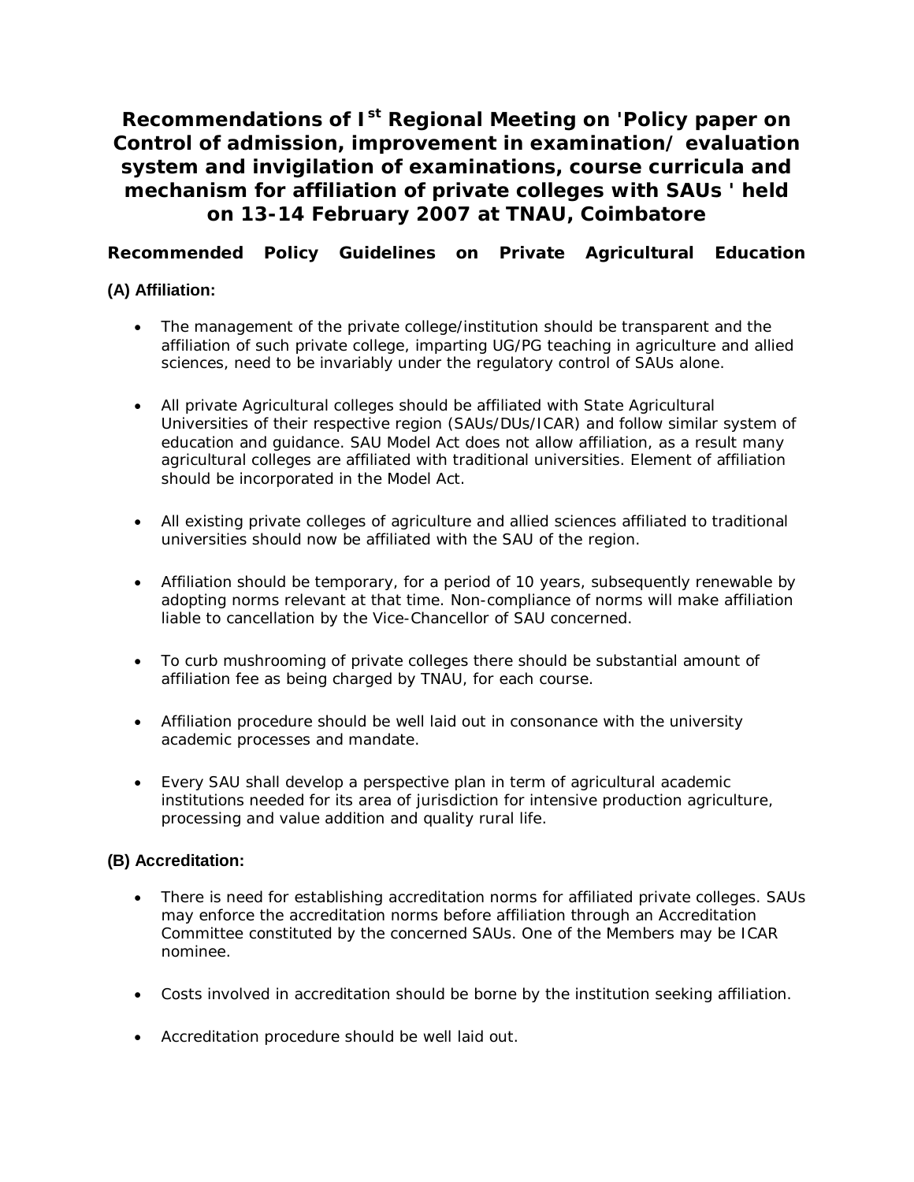# Recommendations of I[st] Regional Meeting on 'Policy paper on Control of admission, improvement in examination/ evaluation system and invigilation of examinations, course curricula and mechanism for affiliation of private colleges with SAUs ' held on 13-14 February 2007 at TNAU, Coimbatore

## Recommended Policy Guidelines on Private Agricultural Education

### (A) Affiliation:

- The management of the private college/institution should be transparent and the affiliation of such private college, imparting UG/PG teaching in agriculture and allied sciences, need to be invariably under the regulatory control of SAUs alone.
- All private Agricultural colleges should be affiliated with State Agricultural Universities of their respective region (SAUs/DUs/ICAR) and follow similar system of education and guidance. SAU Model Act does not allow affiliation, as a result many agricultural colleges are affiliated with traditional universities. Element of affiliation should be incorporated in the Model Act.
- All existing private colleges of agriculture and allied sciences affiliated to traditional universities should now be affiliated with the SAU of the region.
- Affiliation should be temporary, for a period of 10 years, subsequently renewable by adopting norms relevant at that time. Non-compliance of norms will make affiliation liable to cancellation by the Vice-Chancellor of SAU concerned.
- To curb mushrooming of private colleges there should be substantial amount of affiliation fee as being charged by TNAU, for each course.
- Affiliation procedure should be well laid out in consonance with the university academic processes and mandate.
- Every SAU shall develop a perspective plan in term of agricultural academic institutions needed for its area of jurisdiction for intensive production agriculture, processing and value addition and quality rural life.

### (B) Accreditation:

- There is need for establishing accreditation norms for affiliated private colleges. SAUs may enforce the accreditation norms before affiliation through an Accreditation Committee constituted by the concerned SAUs. One of the Members may be ICAR nominee.
- Costs involved in accreditation should be borne by the institution seeking affiliation.
- Accreditation procedure should be well laid out.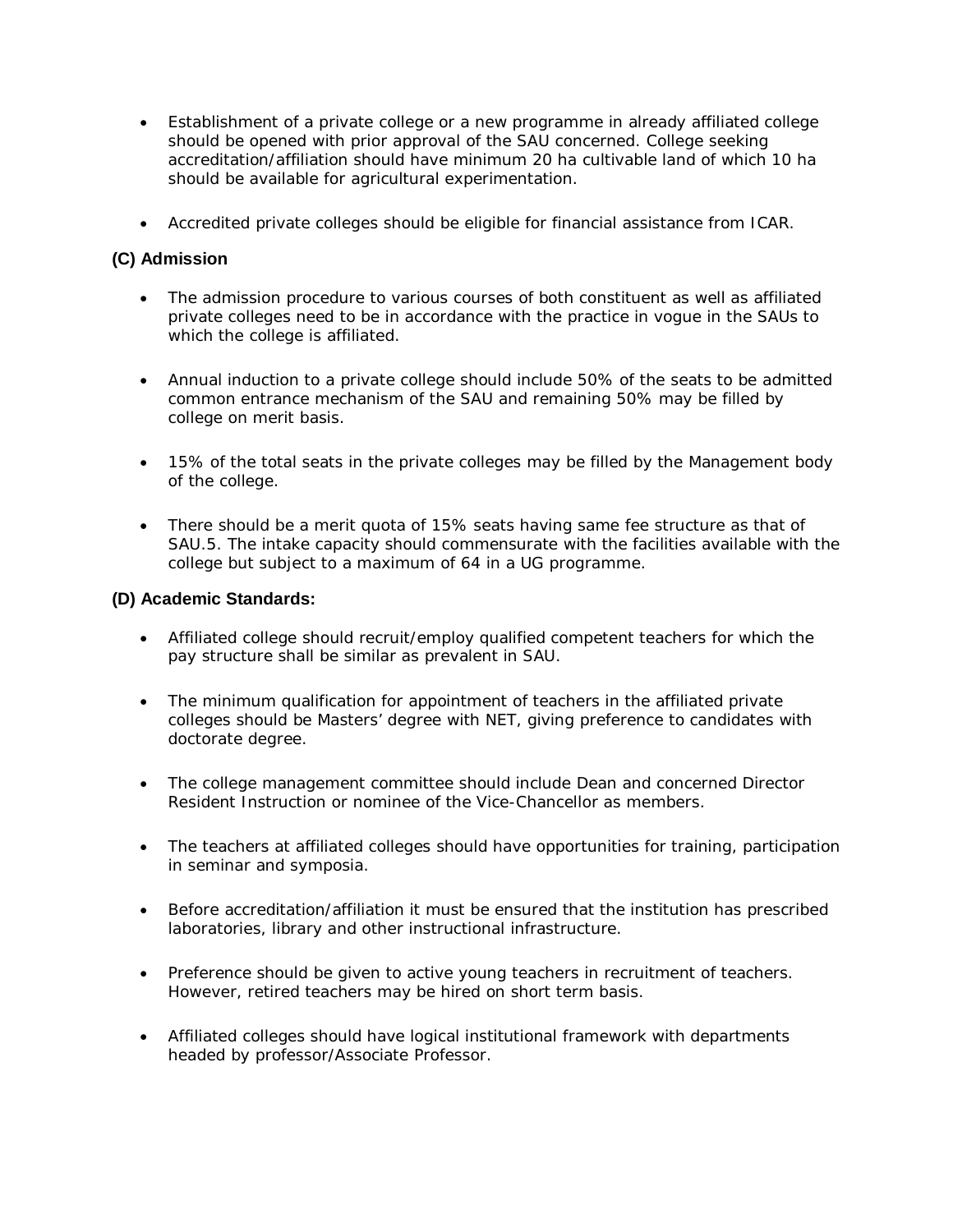- Establishment of a private college or a new programme in already affiliated college should be opened with prior approval of the SAU concerned. College seeking accreditation/affiliation should have minimum 20 ha cultivable land of which 10 ha should be available for agricultural experimentation.

- Accredited private colleges should be eligible for financial assistance from ICAR.

### (C) Admission

- The admission procedure to various courses of both constituent as well as affiliated private colleges need to be in accordance with the practice in vogue in the SAUs to which the college is affiliated.

- Annual induction to a private college should include 50% of the seats to be admitted common entrance mechanism of the SAU and remaining 50% may be filled by college on merit basis.

- 15% of the total seats in the private colleges may be filled by the Management body of the college.

- There should be a merit quota of 15% seats having same fee structure as that of SAU.5. The intake capacity should commensurate with the facilities available with the college but subject to a maximum of 64 in a UG programme.

### (D) Academic Standards:

- Affiliated college should recruit/employ qualified competent teachers for which the pay structure shall be similar as prevalent in SAU.

- The minimum qualification for appointment of teachers in the affiliated private colleges should be Masters' degree with NET, giving preference to candidates with doctorate degree.

- The college management committee should include Dean and concerned Director Resident Instruction or nominee of the Vice-Chancellor as members.

- The teachers at affiliated colleges should have opportunities for training, participation in seminar and symposia.

- Before accreditation/affiliation it must be ensured that the institution has prescribed laboratories, library and other instructional infrastructure.

- Preference should be given to active young teachers in recruitment of teachers. However, retired teachers may be hired on short term basis.

- Affiliated colleges should have logical institutional framework with departments headed by professor/Associate Professor.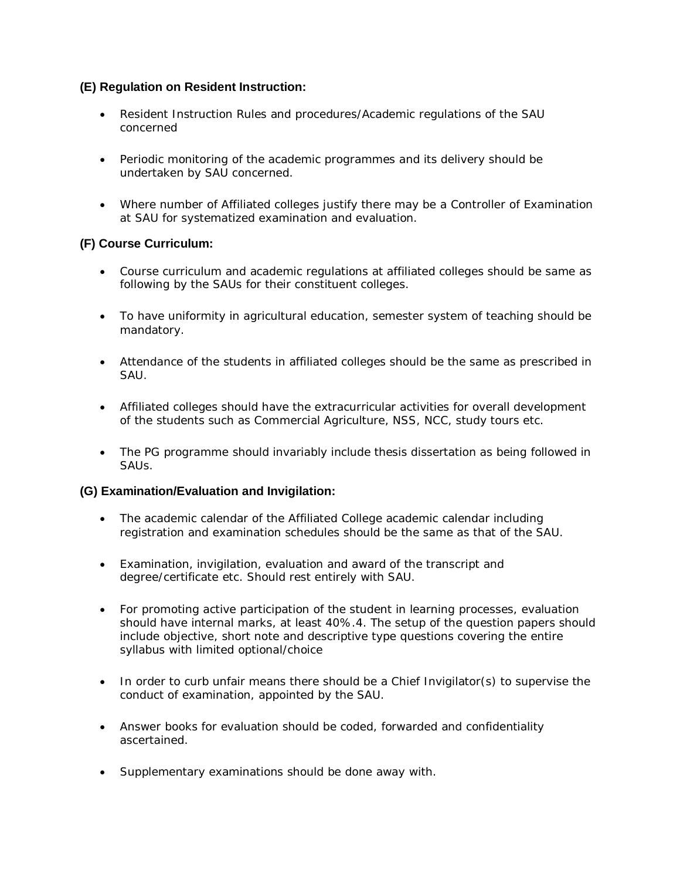### (E) Regulation on Resident Instruction:

- Resident Instruction Rules and procedures/Academic regulations of the SAU concerned
- Periodic monitoring of the academic programmes and its delivery should be undertaken by SAU concerned.
- Where number of Affiliated colleges justify there may be a Controller of Examination at SAU for systematized examination and evaluation.

### (F) Course Curriculum:

- Course curriculum and academic regulations at affiliated colleges should be same as following by the SAUs for their constituent colleges.
- To have uniformity in agricultural education, semester system of teaching should be mandatory.
- Attendance of the students in affiliated colleges should be the same as prescribed in SAU.
- Affiliated colleges should have the extracurricular activities for overall development of the students such as Commercial Agriculture, NSS, NCC, study tours etc.
- The PG programme should invariably include thesis dissertation as being followed in SAUs.

### (G) Examination/Evaluation and Invigilation:

- The academic calendar of the Affiliated College academic calendar including registration and examination schedules should be the same as that of the SAU.
- Examination, invigilation, evaluation and award of the transcript and degree/certificate etc. Should rest entirely with SAU.
- For promoting active participation of the student in learning processes, evaluation should have internal marks, at least 40%.4. The setup of the question papers should include objective, short note and descriptive type questions covering the entire syllabus with limited optional/choice
- In order to curb unfair means there should be a Chief Invigilator(s) to supervise the conduct of examination, appointed by the SAU.
- Answer books for evaluation should be coded, forwarded and confidentiality ascertained.
- Supplementary examinations should be done away with.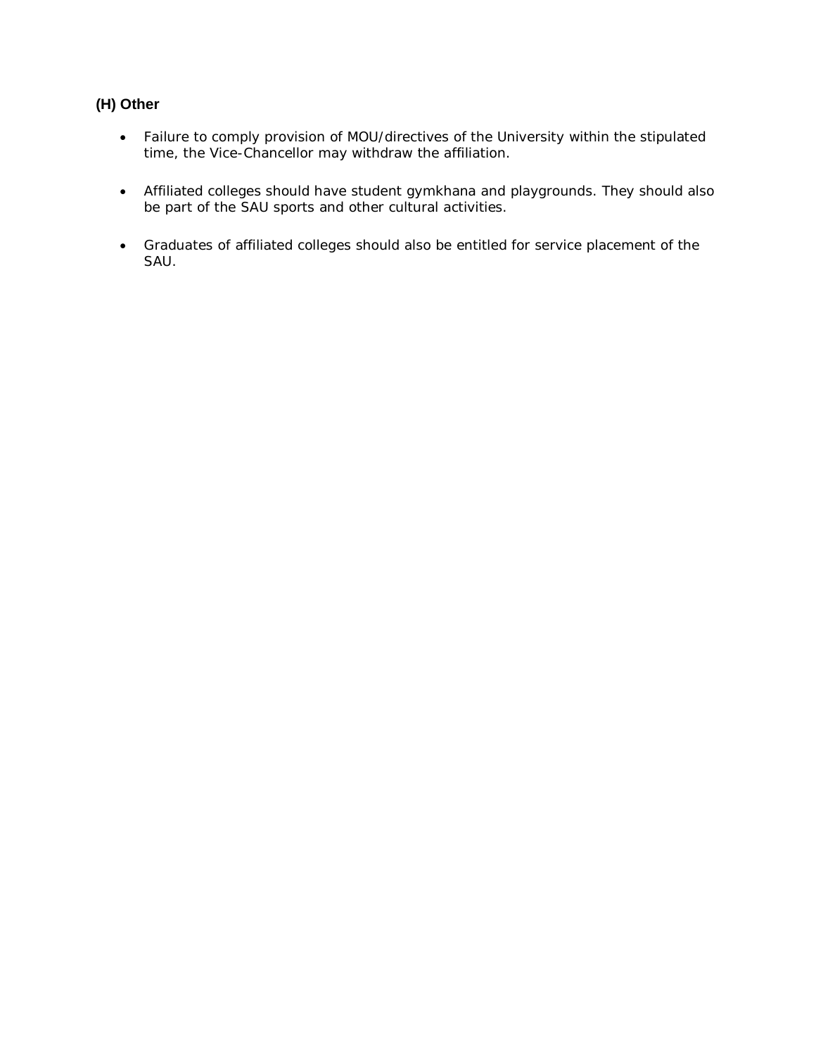### (H) Other

- Failure to comply provision of MOU/directives of the University within the stipulated time, the Vice-Chancellor may withdraw the affiliation.

- Affiliated colleges should have student gymkhana and playgrounds. They should also be part of the SAU sports and other cultural activities.

- Graduates of affiliated colleges should also be entitled for service placement of the SAU.